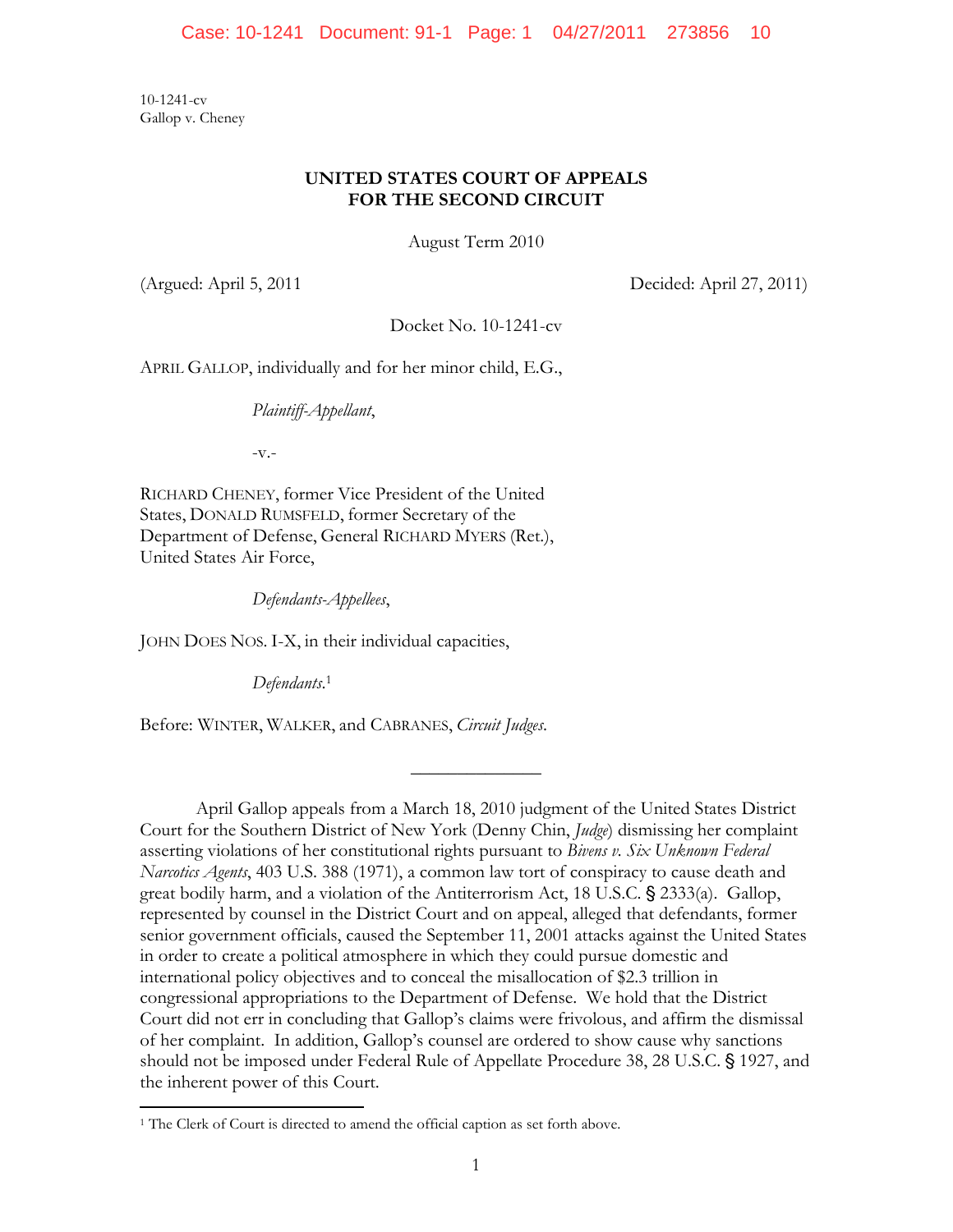10-1241-cv
Gallop v. Cheney

**UNITED STATES COURT OF APPEALS**
**FOR THE SECOND CIRCUIT**

August Term 2010

(Argued: April 5, 2011 Decided: April 27, 2011)

Docket No. 10-1241-cv

APRIL GALLOP, individually and for her minor child, E.G.,

*Plaintiff-Appellant*,

-v.-

RICHARD CHENEY, former Vice President of the United States, DONALD RUMSFELD, former Secretary of the Department of Defense, General RICHARD MYERS (Ret.), United States Air Force,

*Defendants-Appellees*,

JOHN DOES NOS. I-X, in their individual capacities,

*Defendants*.[1]

Before: WINTER, WALKER, and CABRANES, *Circuit Judges*.

---

April Gallop appeals from a March 18, 2010 judgment of the United States District Court for the Southern District of New York (Denny Chin, *Judge*) dismissing her complaint asserting violations of her constitutional rights pursuant to *Bivens v. Six Unknown Federal Narcotics Agents*, 403 U.S. 388 (1971), a common law tort of conspiracy to cause death and great bodily harm, and a violation of the Antiterrorism Act, 18 U.S.C. § 2333(a). Gallop, represented by counsel in the District Court and on appeal, alleged that defendants, former senior government officials, caused the September 11, 2001 attacks against the United States in order to create a political atmosphere in which they could pursue domestic and international policy objectives and to conceal the misallocation of $2.3 trillion in congressional appropriations to the Department of Defense. We hold that the District Court did not err in concluding that Gallop's claims were frivolous, and affirm the dismissal of her complaint. In addition, Gallop's counsel are ordered to show cause why sanctions should not be imposed under Federal Rule of Appellate Procedure 38, 28 U.S.C. § 1927, and the inherent power of this Court.

---

[1] The Clerk of Court is directed to amend the official caption as set forth above.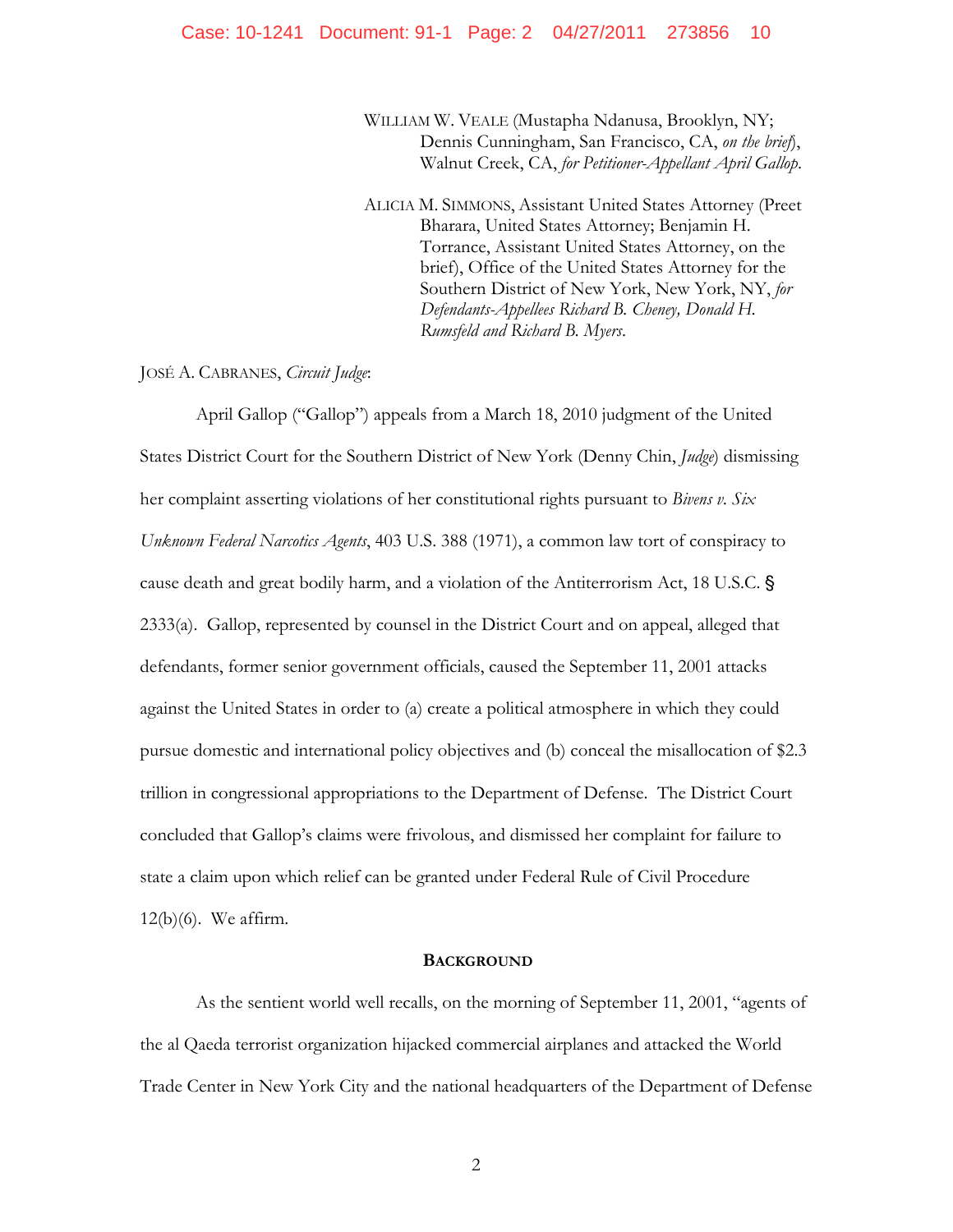WILLIAM W. VEALE (Mustapha Ndanusa, Brooklyn, NY; Dennis Cunningham, San Francisco, CA, *on the brief*), Walnut Creek, CA, *for Petitioner-Appellant April Gallop*.

ALICIA M. SIMMONS, Assistant United States Attorney (Preet Bharara, United States Attorney; Benjamin H. Torrance, Assistant United States Attorney, on the brief), Office of the United States Attorney for the Southern District of New York, New York, NY, *for Defendants-Appellees Richard B. Cheney, Donald H. Rumsfeld and Richard B. Myers*.

JOSÉ A. CABRANES, *Circuit Judge*:

April Gallop ("Gallop") appeals from a March 18, 2010 judgment of the United States District Court for the Southern District of New York (Denny Chin, *Judge*) dismissing her complaint asserting violations of her constitutional rights pursuant to *Bivens v. Six Unknown Federal Narcotics Agents*, 403 U.S. 388 (1971), a common law tort of conspiracy to cause death and great bodily harm, and a violation of the Antiterrorism Act, 18 U.S.C. § 2333(a). Gallop, represented by counsel in the District Court and on appeal, alleged that defendants, former senior government officials, caused the September 11, 2001 attacks against the United States in order to (a) create a political atmosphere in which they could pursue domestic and international policy objectives and (b) conceal the misallocation of $2.3 trillion in congressional appropriations to the Department of Defense. The District Court concluded that Gallop's claims were frivolous, and dismissed her complaint for failure to state a claim upon which relief can be granted under Federal Rule of Civil Procedure 12(b)(6). We affirm.

## BACKGROUND

As the sentient world well recalls, on the morning of September 11, 2001, "agents of the al Qaeda terrorist organization hijacked commercial airplanes and attacked the World Trade Center in New York City and the national headquarters of the Department of Defense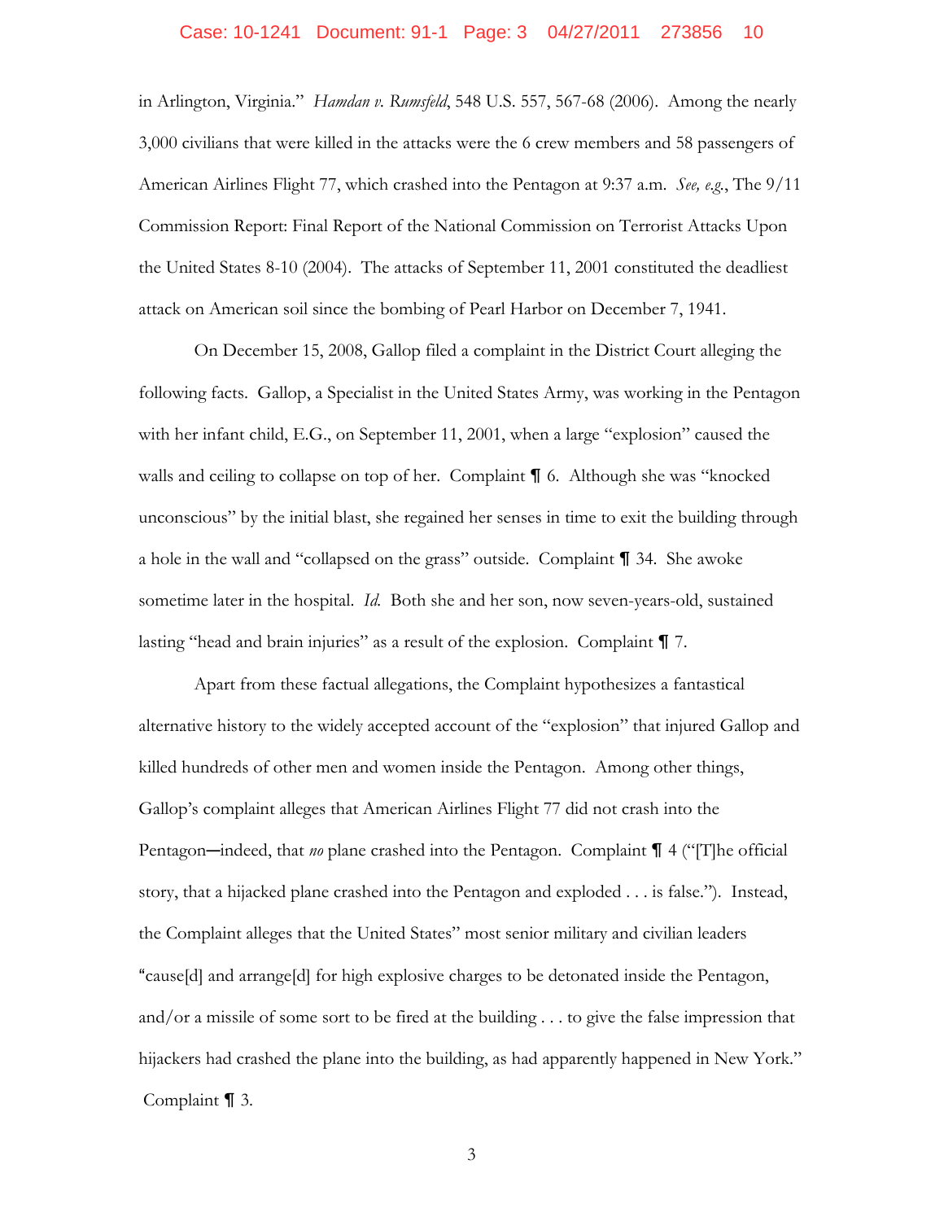in Arlington, Virginia." *Hamdan v. Rumsfeld*, 548 U.S. 557, 567-68 (2006). Among the nearly 3,000 civilians that were killed in the attacks were the 6 crew members and 58 passengers of American Airlines Flight 77, which crashed into the Pentagon at 9:37 a.m. *See, e.g.*, The 9/11 Commission Report: Final Report of the National Commission on Terrorist Attacks Upon the United States 8-10 (2004). The attacks of September 11, 2001 constituted the deadliest attack on American soil since the bombing of Pearl Harbor on December 7, 1941.

On December 15, 2008, Gallop filed a complaint in the District Court alleging the following facts. Gallop, a Specialist in the United States Army, was working in the Pentagon with her infant child, E.G., on September 11, 2001, when a large "explosion" caused the walls and ceiling to collapse on top of her. Complaint ¶ 6. Although she was "knocked unconscious" by the initial blast, she regained her senses in time to exit the building through a hole in the wall and "collapsed on the grass" outside. Complaint ¶ 34. She awoke sometime later in the hospital. *Id.* Both she and her son, now seven-years-old, sustained lasting "head and brain injuries" as a result of the explosion. Complaint ¶ 7.

Apart from these factual allegations, the Complaint hypothesizes a fantastical alternative history to the widely accepted account of the "explosion" that injured Gallop and killed hundreds of other men and women inside the Pentagon. Among other things, Gallop's complaint alleges that American Airlines Flight 77 did not crash into the Pentagon—indeed, that *no* plane crashed into the Pentagon. Complaint ¶ 4 ("[T]he official story, that a hijacked plane crashed into the Pentagon and exploded . . . is false."). Instead, the Complaint alleges that the United States" most senior military and civilian leaders "cause[d] and arrange[d] for high explosive charges to be detonated inside the Pentagon, and/or a missile of some sort to be fired at the building . . . to give the false impression that hijackers had crashed the plane into the building, as had apparently happened in New York." Complaint ¶ 3.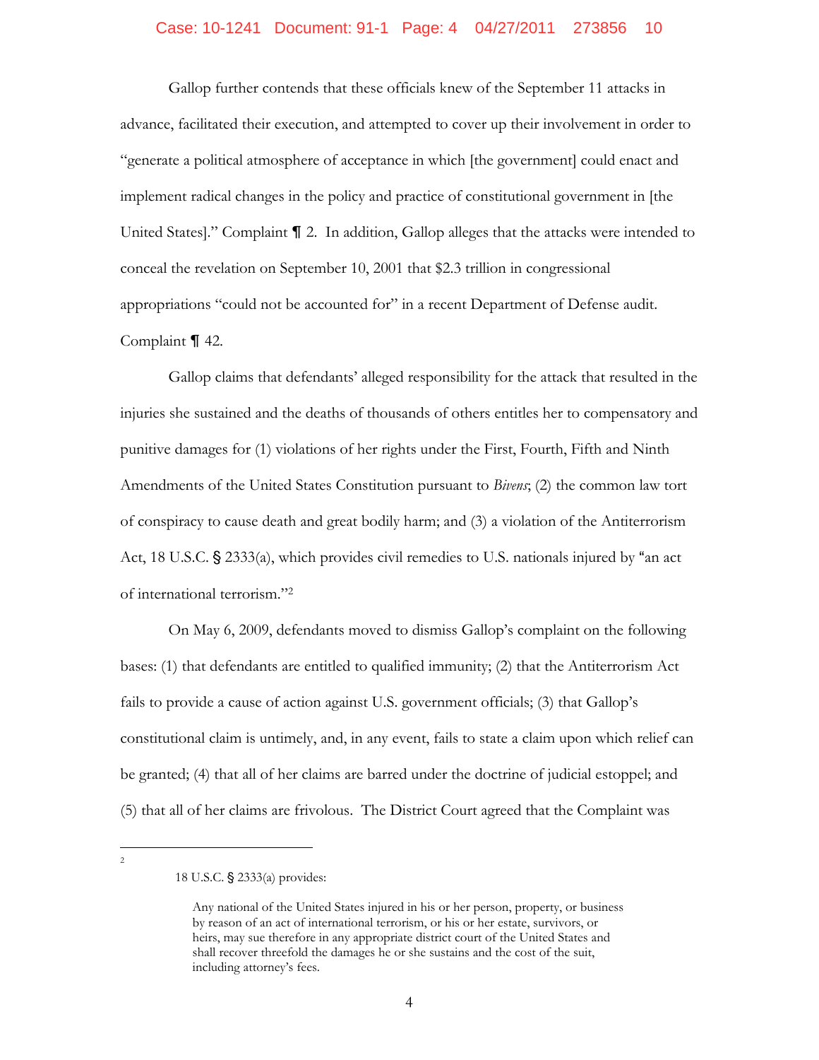Gallop further contends that these officials knew of the September 11 attacks in advance, facilitated their execution, and attempted to cover up their involvement in order to "generate a political atmosphere of acceptance in which [the government] could enact and implement radical changes in the policy and practice of constitutional government in [the United States]." Complaint ¶ 2. In addition, Gallop alleges that the attacks were intended to conceal the revelation on September 10, 2001 that $2.3 trillion in congressional appropriations "could not be accounted for" in a recent Department of Defense audit. Complaint ¶ 42.

Gallop claims that defendants' alleged responsibility for the attack that resulted in the injuries she sustained and the deaths of thousands of others entitles her to compensatory and punitive damages for (1) violations of her rights under the First, Fourth, Fifth and Ninth Amendments of the United States Constitution pursuant to *Bivens*; (2) the common law tort of conspiracy to cause death and great bodily harm; and (3) a violation of the Antiterrorism Act, 18 U.S.C. § 2333(a), which provides civil remedies to U.S. nationals injured by "an act of international terrorism."[2]

On May 6, 2009, defendants moved to dismiss Gallop's complaint on the following bases: (1) that defendants are entitled to qualified immunity; (2) that the Antiterrorism Act fails to provide a cause of action against U.S. government officials; (3) that Gallop's constitutional claim is untimely, and, in any event, fails to state a claim upon which relief can be granted; (4) that all of her claims are barred under the doctrine of judicial estoppel; and (5) that all of her claims are frivolous. The District Court agreed that the Complaint was

---

[2] 18 U.S.C. § 2333(a) provides:

> Any national of the United States injured in his or her person, property, or business by reason of an act of international terrorism, or his or her estate, survivors, or heirs, may sue therefore in any appropriate district court of the United States and shall recover threefold the damages he or she sustains and the cost of the suit, including attorney's fees.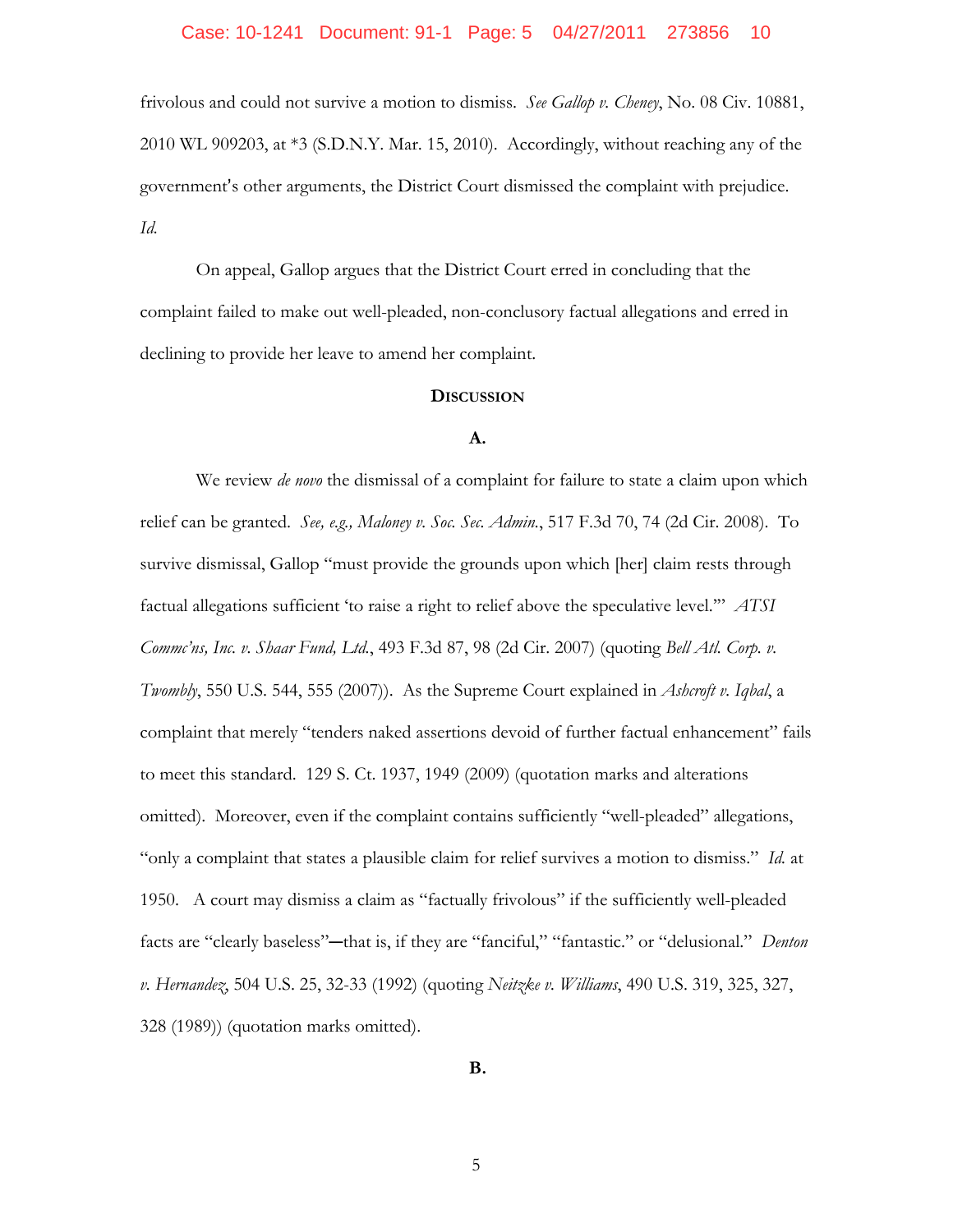frivolous and could not survive a motion to dismiss. *See Gallop v. Cheney*, No. 08 Civ. 10881, 2010 WL 909203, at *3 (S.D.N.Y. Mar. 15, 2010). Accordingly, without reaching any of the government's other arguments, the District Court dismissed the complaint with prejudice. *Id.*

On appeal, Gallop argues that the District Court erred in concluding that the complaint failed to make out well-pleaded, non-conclusory factual allegations and erred in declining to provide her leave to amend her complaint.

## Discussion

### A.

We review *de novo* the dismissal of a complaint for failure to state a claim upon which relief can be granted. *See, e.g., Maloney v. Soc. Sec. Admin.*, 517 F.3d 70, 74 (2d Cir. 2008). To survive dismissal, Gallop "must provide the grounds upon which [her] claim rests through factual allegations sufficient 'to raise a right to relief above the speculative level.'" *ATSI Commc'ns, Inc. v. Shaar Fund, Ltd.*, 493 F.3d 87, 98 (2d Cir. 2007) (quoting *Bell Atl. Corp. v. Twombly*, 550 U.S. 544, 555 (2007)). As the Supreme Court explained in *Ashcroft v. Iqbal*, a complaint that merely "tenders naked assertions devoid of further factual enhancement" fails to meet this standard. 129 S. Ct. 1937, 1949 (2009) (quotation marks and alterations omitted). Moreover, even if the complaint contains sufficiently "well-pleaded" allegations, "only a complaint that states a plausible claim for relief survives a motion to dismiss." *Id.* at 1950. A court may dismiss a claim as "factually frivolous" if the sufficiently well-pleaded facts are "clearly baseless"—that is, if they are "fanciful," "fantastic." or "delusional." *Denton v. Hernandez*, 504 U.S. 25, 32-33 (1992) (quoting *Neitzke v. Williams*, 490 U.S. 319, 325, 327, 328 (1989)) (quotation marks omitted).

### B.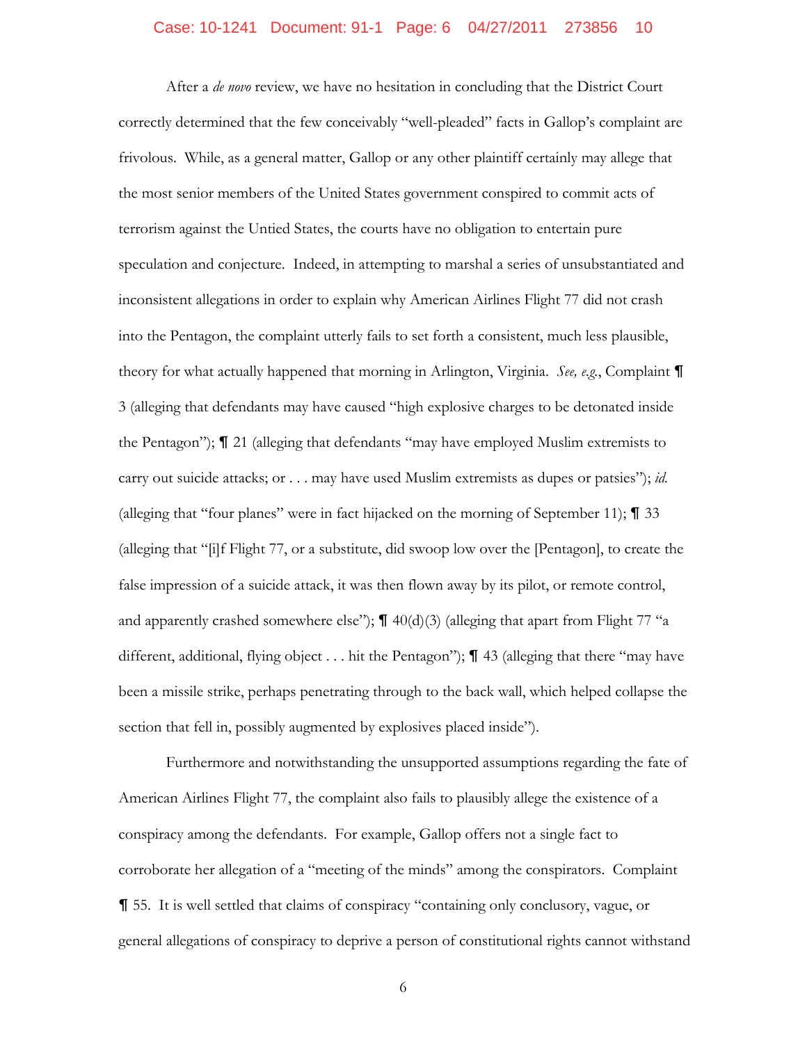After a *de novo* review, we have no hesitation in concluding that the District Court correctly determined that the few conceivably "well-pleaded" facts in Gallop's complaint are frivolous. While, as a general matter, Gallop or any other plaintiff certainly may allege that the most senior members of the United States government conspired to commit acts of terrorism against the Untied States, the courts have no obligation to entertain pure speculation and conjecture. Indeed, in attempting to marshal a series of unsubstantiated and inconsistent allegations in order to explain why American Airlines Flight 77 did not crash into the Pentagon, the complaint utterly fails to set forth a consistent, much less plausible, theory for what actually happened that morning in Arlington, Virginia. *See, e.g.*, Complaint ¶ 3 (alleging that defendants may have caused "high explosive charges to be detonated inside the Pentagon"); ¶ 21 (alleging that defendants "may have employed Muslim extremists to carry out suicide attacks; or . . . may have used Muslim extremists as dupes or patsies"); *id.* (alleging that "four planes" were in fact hijacked on the morning of September 11); ¶ 33 (alleging that "[i]f Flight 77, or a substitute, did swoop low over the [Pentagon], to create the false impression of a suicide attack, it was then flown away by its pilot, or remote control, and apparently crashed somewhere else"); ¶ 40(d)(3) (alleging that apart from Flight 77 "a different, additional, flying object . . . hit the Pentagon"); ¶ 43 (alleging that there "may have been a missile strike, perhaps penetrating through to the back wall, which helped collapse the section that fell in, possibly augmented by explosives placed inside").

Furthermore and notwithstanding the unsupported assumptions regarding the fate of American Airlines Flight 77, the complaint also fails to plausibly allege the existence of a conspiracy among the defendants. For example, Gallop offers not a single fact to corroborate her allegation of a "meeting of the minds" among the conspirators. Complaint ¶ 55. It is well settled that claims of conspiracy "containing only conclusory, vague, or general allegations of conspiracy to deprive a person of constitutional rights cannot withstand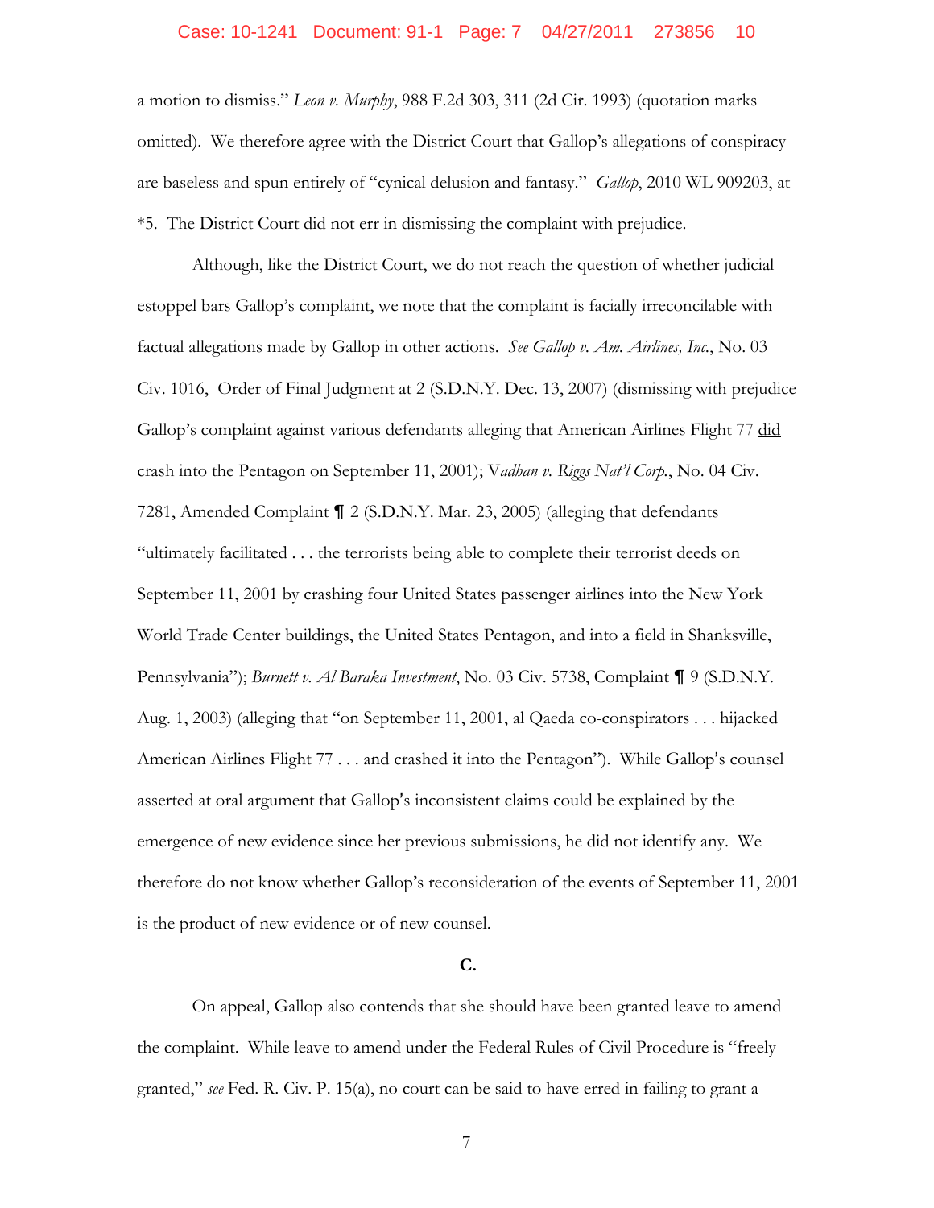a motion to dismiss." *Leon v. Murphy*, 988 F.2d 303, 311 (2d Cir. 1993) (quotation marks omitted). We therefore agree with the District Court that Gallop's allegations of conspiracy are baseless and spun entirely of "cynical delusion and fantasy." *Gallop*, 2010 WL 909203, at *5. The District Court did not err in dismissing the complaint with prejudice.

Although, like the District Court, we do not reach the question of whether judicial estoppel bars Gallop's complaint, we note that the complaint is facially irreconcilable with factual allegations made by Gallop in other actions. *See Gallop v. Am. Airlines, Inc.*, No. 03 Civ. 1016, Order of Final Judgment at 2 (S.D.N.Y. Dec. 13, 2007) (dismissing with prejudice Gallop's complaint against various defendants alleging that American Airlines Flight 77 <u>did</u> crash into the Pentagon on September 11, 2001); V*adhan v. Riggs Nat'l Corp.*, No. 04 Civ. 7281, Amended Complaint ¶ 2 (S.D.N.Y. Mar. 23, 2005) (alleging that defendants "ultimately facilitated . . . the terrorists being able to complete their terrorist deeds on September 11, 2001 by crashing four United States passenger airlines into the New York World Trade Center buildings, the United States Pentagon, and into a field in Shanksville, Pennsylvania"); *Burnett v. Al Baraka Investment*, No. 03 Civ. 5738, Complaint ¶ 9 (S.D.N.Y. Aug. 1, 2003) (alleging that "on September 11, 2001, al Qaeda co-conspirators . . . hijacked American Airlines Flight 77 . . . and crashed it into the Pentagon"). While Gallop's counsel asserted at oral argument that Gallop's inconsistent claims could be explained by the emergence of new evidence since her previous submissions, he did not identify any. We therefore do not know whether Gallop's reconsideration of the events of September 11, 2001 is the product of new evidence or of new counsel.

**C.**

On appeal, Gallop also contends that she should have been granted leave to amend the complaint. While leave to amend under the Federal Rules of Civil Procedure is "freely granted," *see* Fed. R. Civ. P. 15(a), no court can be said to have erred in failing to grant a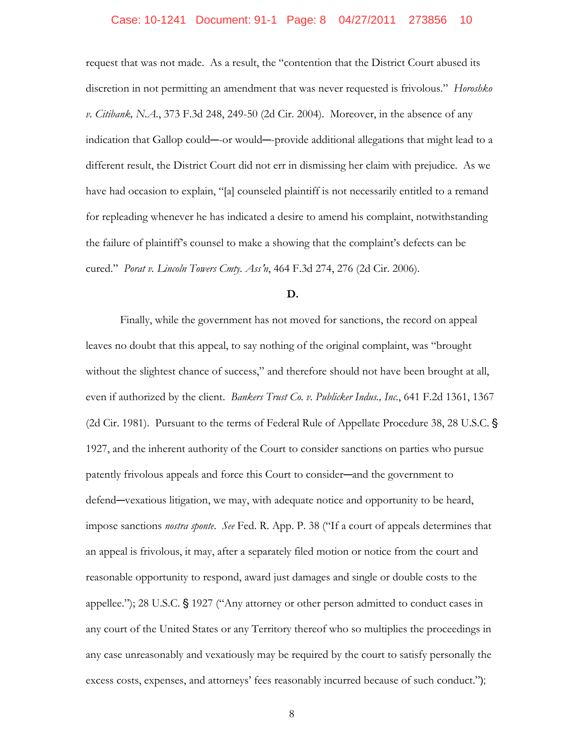request that was not made. As a result, the "contention that the District Court abused its discretion in not permitting an amendment that was never requested is frivolous." *Horoshko v. Citibank, N.A.*, 373 F.3d 248, 249-50 (2d Cir. 2004). Moreover, in the absence of any indication that Gallop could—-or would—-provide additional allegations that might lead to a different result, the District Court did not err in dismissing her claim with prejudice. As we have had occasion to explain, "[a] counseled plaintiff is not necessarily entitled to a remand for repleading whenever he has indicated a desire to amend his complaint, notwithstanding the failure of plaintiff's counsel to make a showing that the complaint's defects can be cured." *Porat v. Lincoln Towers Cmty. Ass'n*, 464 F.3d 274, 276 (2d Cir. 2006).

**D.**

Finally, while the government has not moved for sanctions, the record on appeal leaves no doubt that this appeal, to say nothing of the original complaint, was "brought without the slightest chance of success," and therefore should not have been brought at all, even if authorized by the client. *Bankers Trust Co. v. Publicker Indus., Inc.*, 641 F.2d 1361, 1367 (2d Cir. 1981). Pursuant to the terms of Federal Rule of Appellate Procedure 38, 28 U.S.C. § 1927, and the inherent authority of the Court to consider sanctions on parties who pursue patently frivolous appeals and force this Court to consider—and the government to defend—vexatious litigation, we may, with adequate notice and opportunity to be heard, impose sanctions *nostra sponte*. *See* Fed. R. App. P. 38 ("If a court of appeals determines that an appeal is frivolous, it may, after a separately filed motion or notice from the court and reasonable opportunity to respond, award just damages and single or double costs to the appellee."); 28 U.S.C. § 1927 ("Any attorney or other person admitted to conduct cases in any court of the United States or any Territory thereof who so multiplies the proceedings in any case unreasonably and vexatiously may be required by the court to satisfy personally the excess costs, expenses, and attorneys' fees reasonably incurred because of such conduct.");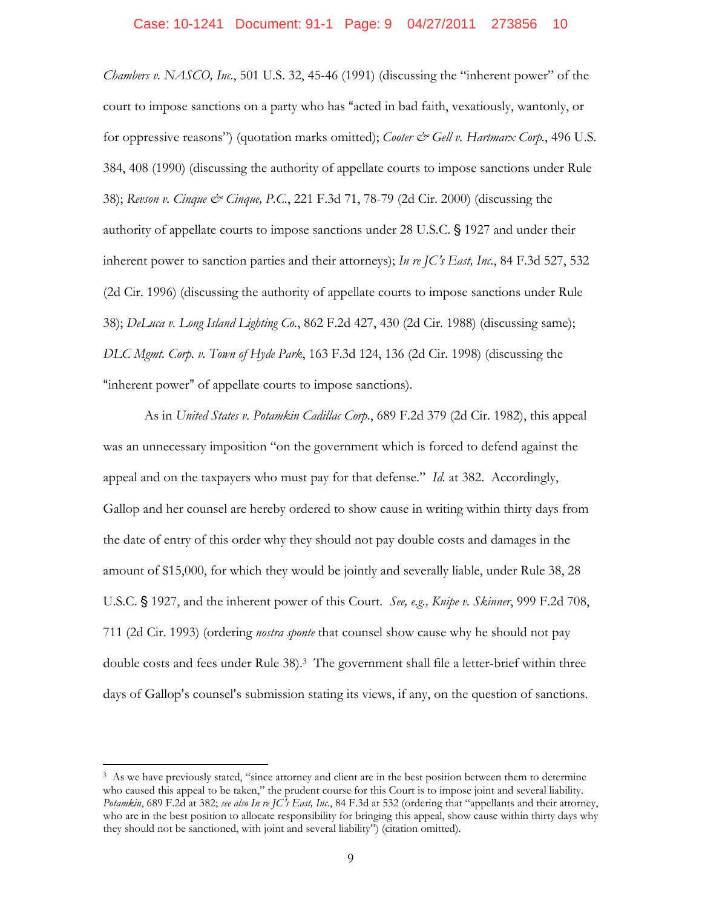*Chambers v. NASCO, Inc.*, 501 U.S. 32, 45-46 (1991) (discussing the "inherent power" of the court to impose sanctions on a party who has "acted in bad faith, vexatiously, wantonly, or for oppressive reasons") (quotation marks omitted); *Cooter & Gell v. Hartmarx Corp.*, 496 U.S. 384, 408 (1990) (discussing the authority of appellate courts to impose sanctions under Rule 38); *Revson v. Cinque & Cinque, P.C.*, 221 F.3d 71, 78-79 (2d Cir. 2000) (discussing the authority of appellate courts to impose sanctions under 28 U.S.C. § 1927 and under their inherent power to sanction parties and their attorneys); *In re JC's East, Inc.*, 84 F.3d 527, 532 (2d Cir. 1996) (discussing the authority of appellate courts to impose sanctions under Rule 38); *DeLuca v. Long Island Lighting Co.*, 862 F.2d 427, 430 (2d Cir. 1988) (discussing same); *DLC Mgmt. Corp. v. Town of Hyde Park*, 163 F.3d 124, 136 (2d Cir. 1998) (discussing the "inherent power" of appellate courts to impose sanctions).

As in *United States v. Potamkin Cadillac Corp.*, 689 F.2d 379 (2d Cir. 1982), this appeal was an unnecessary imposition "on the government which is forced to defend against the appeal and on the taxpayers who must pay for that defense." *Id.* at 382. Accordingly, Gallop and her counsel are hereby ordered to show cause in writing within thirty days from the date of entry of this order why they should not pay double costs and damages in the amount of $15,000, for which they would be jointly and severally liable, under Rule 38, 28 U.S.C. § 1927, and the inherent power of this Court. *See, e.g., Knipe v. Skinner*, 999 F.2d 708, 711 (2d Cir. 1993) (ordering *nostra sponte* that counsel show cause why he should not pay double costs and fees under Rule 38).[3] The government shall file a letter-brief within three days of Gallop's counsel's submission stating its views, if any, on the question of sanctions.

---

[3] As we have previously stated, "since attorney and client are in the best position between them to determine who caused this appeal to be taken," the prudent course for this Court is to impose joint and several liability. *Potamkin*, 689 F.2d at 382; *see also In re JC's East, Inc.*, 84 F.3d at 532 (ordering that "appellants and their attorney, who are in the best position to allocate responsibility for bringing this appeal, show cause within thirty days why they should not be sanctioned, with joint and several liability") (citation omitted).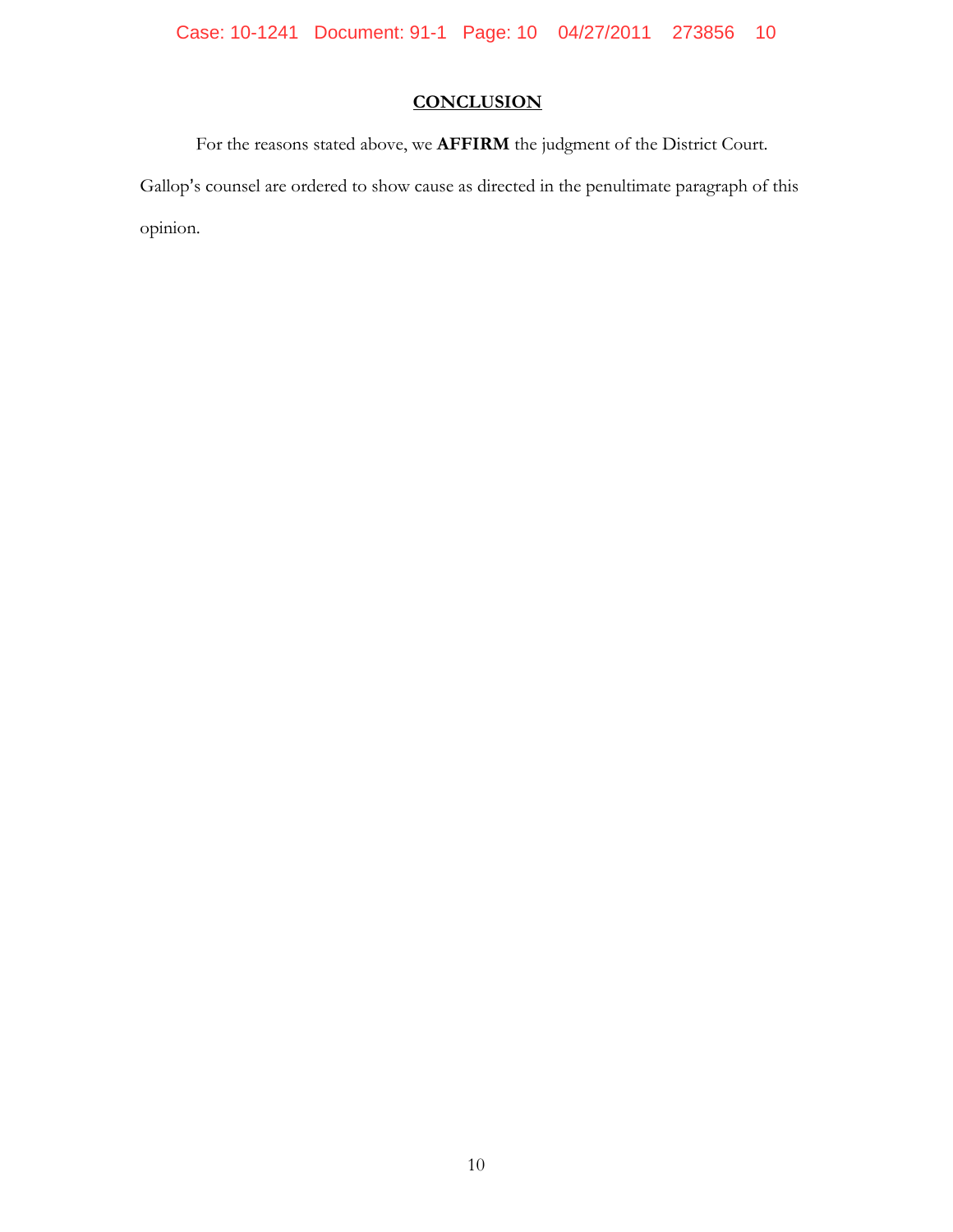## CONCLUSION

For the reasons stated above, we **AFFIRM** the judgment of the District Court. Gallop's counsel are ordered to show cause as directed in the penultimate paragraph of this opinion.